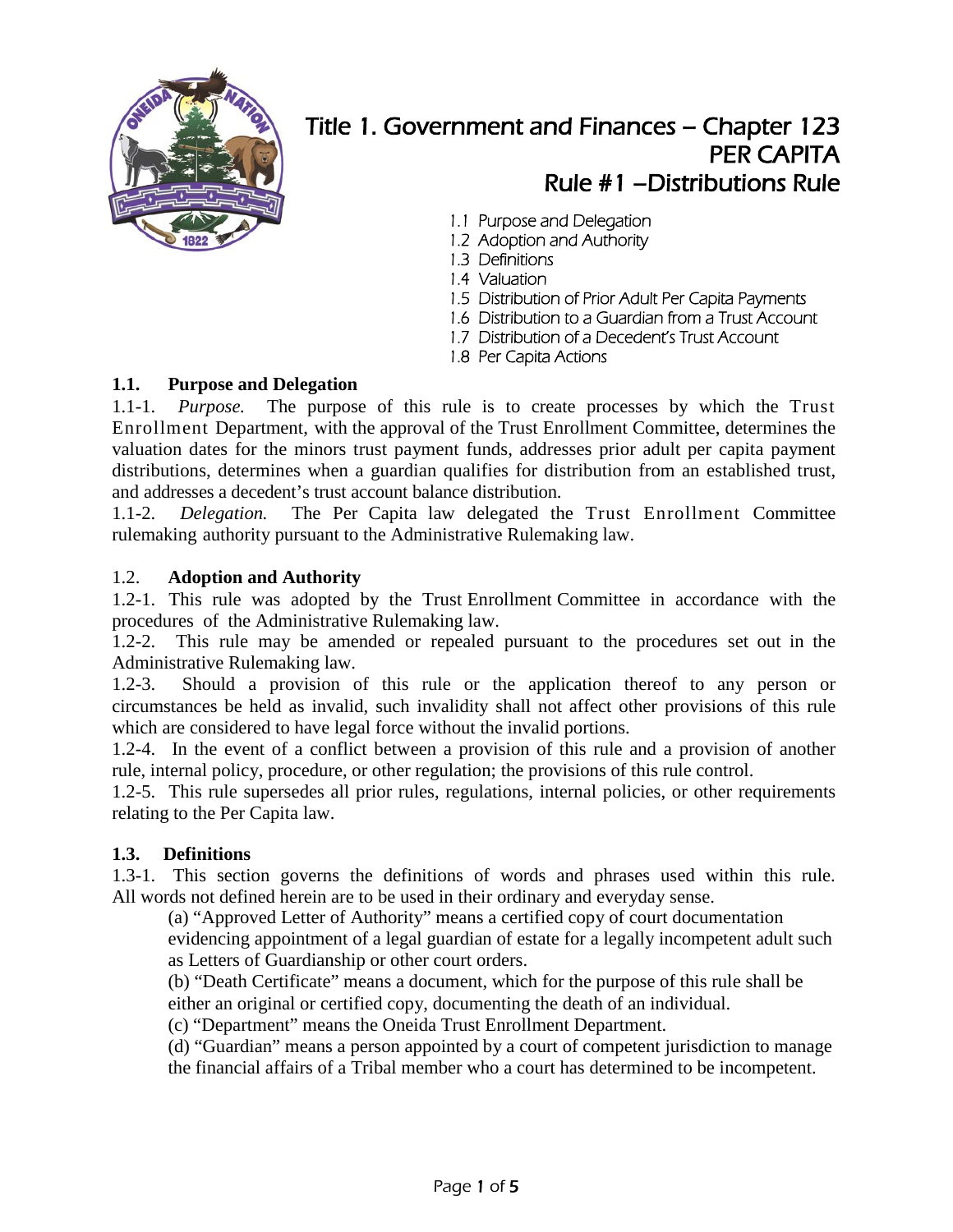# Title 1. Government and Finances – Chapter 123
# PER CAPITA
## Rule #1 –Distributions Rule

1.1 Purpose and Delegation
1.2 Adoption and Authority
1.3 Definitions
1.4 Valuation
1.5 Distribution of Prior Adult Per Capita Payments
1.6 Distribution to a Guardian from a Trust Account
1.7 Distribution of a Decedent's Trust Account
1.8 Per Capita Actions

### 1.1. Purpose and Delegation

1.1-1. *Purpose.* The purpose of this rule is to create processes by which the Trust Enrollment Department, with the approval of the Trust Enrollment Committee, determines the valuation dates for the minors trust payment funds, addresses prior adult per capita payment distributions, determines when a guardian qualifies for distribution from an established trust, and addresses a decedent's trust account balance distribution.
1.1-2. *Delegation.* The Per Capita law delegated the Trust Enrollment Committee rulemaking authority pursuant to the Administrative Rulemaking law.

### 1.2. Adoption and Authority

1.2-1. This rule was adopted by the Trust Enrollment Committee in accordance with the procedures of the Administrative Rulemaking law.
1.2-2. This rule may be amended or repealed pursuant to the procedures set out in the Administrative Rulemaking law.
1.2-3. Should a provision of this rule or the application thereof to any person or circumstances be held as invalid, such invalidity shall not affect other provisions of this rule which are considered to have legal force without the invalid portions.
1.2-4. In the event of a conflict between a provision of this rule and a provision of another rule, internal policy, procedure, or other regulation; the provisions of this rule control.
1.2-5. This rule supersedes all prior rules, regulations, internal policies, or other requirements relating to the Per Capita law.

### 1.3. Definitions

1.3-1. This section governs the definitions of words and phrases used within this rule. All words not defined herein are to be used in their ordinary and everyday sense.

(a) "Approved Letter of Authority" means a certified copy of court documentation evidencing appointment of a legal guardian of estate for a legally incompetent adult such as Letters of Guardianship or other court orders.
(b) "Death Certificate" means a document, which for the purpose of this rule shall be either an original or certified copy, documenting the death of an individual.
(c) "Department" means the Oneida Trust Enrollment Department.
(d) "Guardian" means a person appointed by a court of competent jurisdiction to manage the financial affairs of a Tribal member who a court has determined to be incompetent.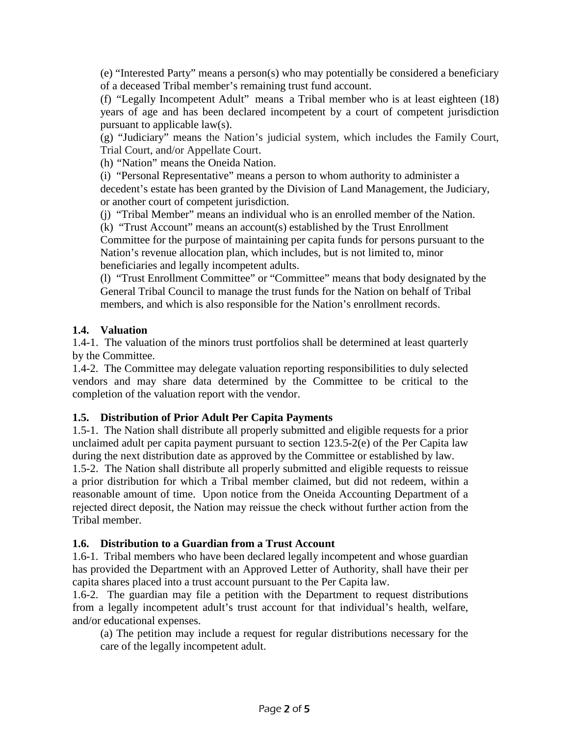(e) "Interested Party" means a person(s) who may potentially be considered a beneficiary of a deceased Tribal member's remaining trust fund account.

(f) "Legally Incompetent Adult" means a Tribal member who is at least eighteen (18) years of age and has been declared incompetent by a court of competent jurisdiction pursuant to applicable law(s).

(g) "Judiciary" means the Nation's judicial system, which includes the Family Court, Trial Court, and/or Appellate Court.

(h) "Nation" means the Oneida Nation.

(i) "Personal Representative" means a person to whom authority to administer a decedent's estate has been granted by the Division of Land Management, the Judiciary, or another court of competent jurisdiction.

(j) "Tribal Member" means an individual who is an enrolled member of the Nation.

(k) "Trust Account" means an account(s) established by the Trust Enrollment Committee for the purpose of maintaining per capita funds for persons pursuant to the Nation's revenue allocation plan, which includes, but is not limited to, minor beneficiaries and legally incompetent adults.

(l) "Trust Enrollment Committee" or "Committee" means that body designated by the General Tribal Council to manage the trust funds for the Nation on behalf of Tribal members, and which is also responsible for the Nation's enrollment records.

**1.4. Valuation**

1.4-1. The valuation of the minors trust portfolios shall be determined at least quarterly by the Committee.

1.4-2. The Committee may delegate valuation reporting responsibilities to duly selected vendors and may share data determined by the Committee to be critical to the completion of the valuation report with the vendor.

**1.5. Distribution of Prior Adult Per Capita Payments**

1.5-1. The Nation shall distribute all properly submitted and eligible requests for a prior unclaimed adult per capita payment pursuant to section 123.5-2(e) of the Per Capita law during the next distribution date as approved by the Committee or established by law.

1.5-2. The Nation shall distribute all properly submitted and eligible requests to reissue a prior distribution for which a Tribal member claimed, but did not redeem, within a reasonable amount of time. Upon notice from the Oneida Accounting Department of a rejected direct deposit, the Nation may reissue the check without further action from the Tribal member.

**1.6. Distribution to a Guardian from a Trust Account**

1.6-1. Tribal members who have been declared legally incompetent and whose guardian has provided the Department with an Approved Letter of Authority, shall have their per capita shares placed into a trust account pursuant to the Per Capita law.

1.6-2. The guardian may file a petition with the Department to request distributions from a legally incompetent adult's trust account for that individual's health, welfare, and/or educational expenses.

(a) The petition may include a request for regular distributions necessary for the care of the legally incompetent adult.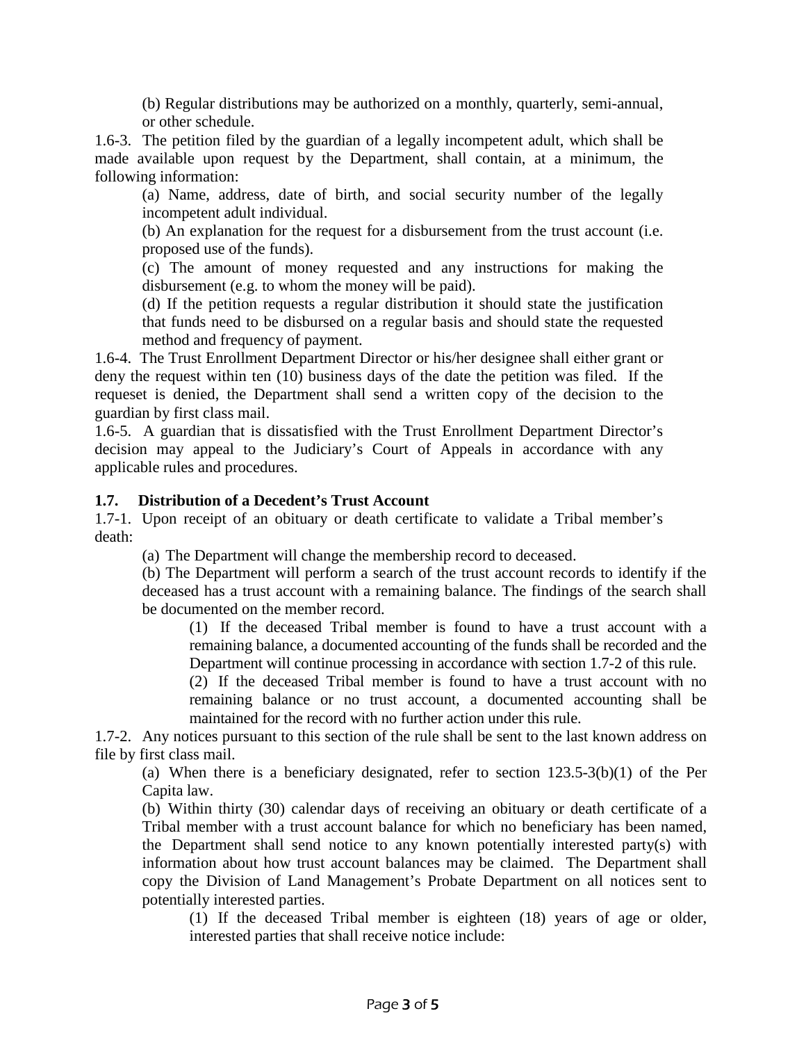(b) Regular distributions may be authorized on a monthly, quarterly, semi-annual, or other schedule.

1.6-3. The petition filed by the guardian of a legally incompetent adult, which shall be made available upon request by the Department, shall contain, at a minimum, the following information:

(a) Name, address, date of birth, and social security number of the legally incompetent adult individual.

(b) An explanation for the request for a disbursement from the trust account (i.e. proposed use of the funds).

(c) The amount of money requested and any instructions for making the disbursement (e.g. to whom the money will be paid).

(d) If the petition requests a regular distribution it should state the justification that funds need to be disbursed on a regular basis and should state the requested method and frequency of payment.

1.6-4. The Trust Enrollment Department Director or his/her designee shall either grant or deny the request within ten (10) business days of the date the petition was filed. If the requeset is denied, the Department shall send a written copy of the decision to the guardian by first class mail.

1.6-5. A guardian that is dissatisfied with the Trust Enrollment Department Director's decision may appeal to the Judiciary's Court of Appeals in accordance with any applicable rules and procedures.

**1.7. Distribution of a Decedent's Trust Account**

1.7-1. Upon receipt of an obituary or death certificate to validate a Tribal member's death:

(a) The Department will change the membership record to deceased.

(b) The Department will perform a search of the trust account records to identify if the deceased has a trust account with a remaining balance. The findings of the search shall be documented on the member record.

(1) If the deceased Tribal member is found to have a trust account with a remaining balance, a documented accounting of the funds shall be recorded and the Department will continue processing in accordance with section 1.7-2 of this rule.

(2) If the deceased Tribal member is found to have a trust account with no remaining balance or no trust account, a documented accounting shall be maintained for the record with no further action under this rule.

1.7-2. Any notices pursuant to this section of the rule shall be sent to the last known address on file by first class mail.

(a) When there is a beneficiary designated, refer to section 123.5-3(b)(1) of the Per Capita law.

(b) Within thirty (30) calendar days of receiving an obituary or death certificate of a Tribal member with a trust account balance for which no beneficiary has been named, the Department shall send notice to any known potentially interested party(s) with information about how trust account balances may be claimed. The Department shall copy the Division of Land Management's Probate Department on all notices sent to potentially interested parties.

(1) If the deceased Tribal member is eighteen (18) years of age or older, interested parties that shall receive notice include: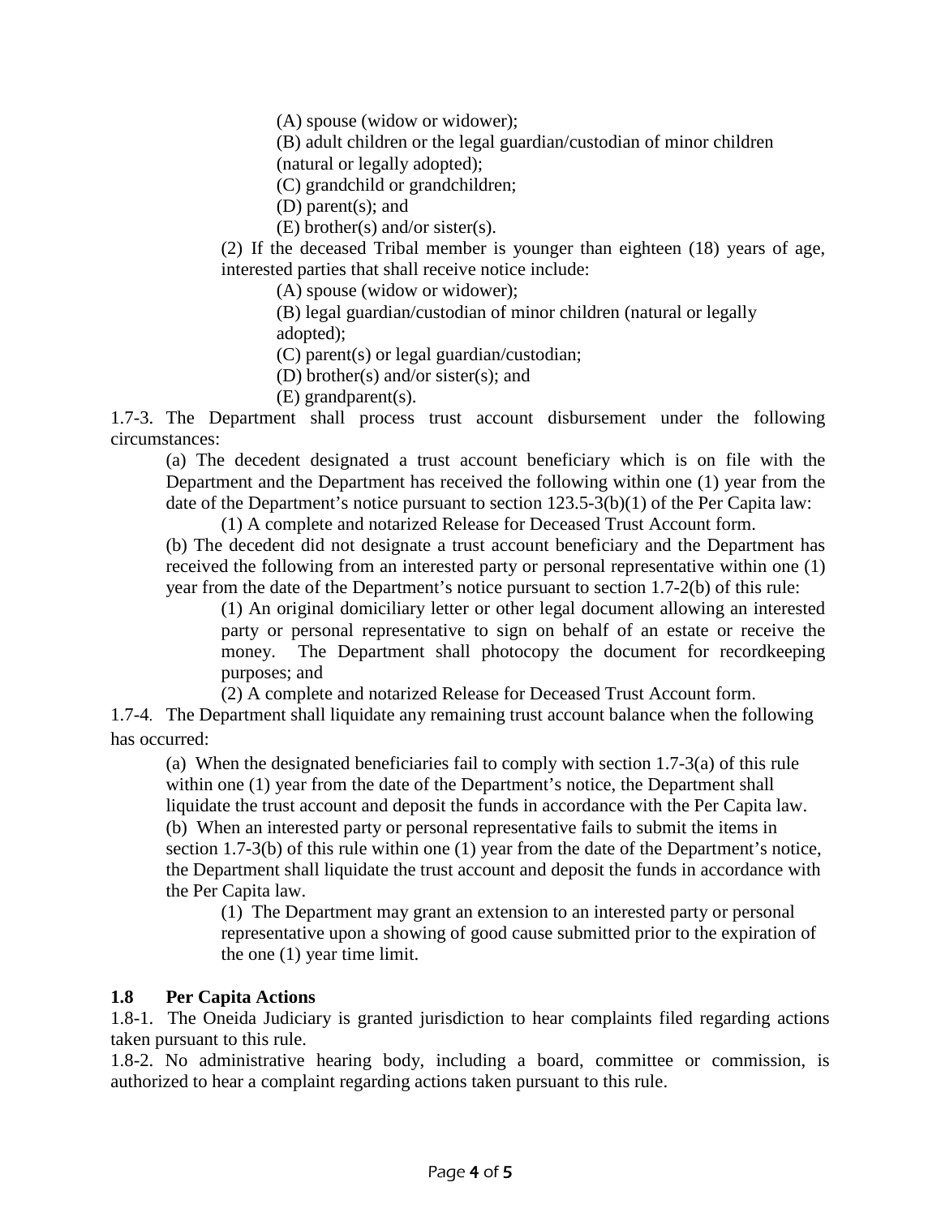(A) spouse (widow or widower);

(B) adult children or the legal guardian/custodian of minor children (natural or legally adopted);

(C) grandchild or grandchildren;

(D) parent(s); and

(E) brother(s) and/or sister(s).

(2) If the deceased Tribal member is younger than eighteen (18) years of age, interested parties that shall receive notice include:

(A) spouse (widow or widower);

(B) legal guardian/custodian of minor children (natural or legally adopted);

(C) parent(s) or legal guardian/custodian;

(D) brother(s) and/or sister(s); and

(E) grandparent(s).

1.7-3. The Department shall process trust account disbursement under the following circumstances:

(a) The decedent designated a trust account beneficiary which is on file with the Department and the Department has received the following within one (1) year from the date of the Department's notice pursuant to section 123.5-3(b)(1) of the Per Capita law:

(1) A complete and notarized Release for Deceased Trust Account form.

(b) The decedent did not designate a trust account beneficiary and the Department has received the following from an interested party or personal representative within one (1) year from the date of the Department's notice pursuant to section 1.7-2(b) of this rule:

(1) An original domiciliary letter or other legal document allowing an interested party or personal representative to sign on behalf of an estate or receive the money. The Department shall photocopy the document for recordkeeping purposes; and

(2) A complete and notarized Release for Deceased Trust Account form.

1.7-4. The Department shall liquidate any remaining trust account balance when the following has occurred:

(a) When the designated beneficiaries fail to comply with section 1.7-3(a) of this rule within one (1) year from the date of the Department's notice, the Department shall liquidate the trust account and deposit the funds in accordance with the Per Capita law.

(b) When an interested party or personal representative fails to submit the items in section 1.7-3(b) of this rule within one (1) year from the date of the Department's notice, the Department shall liquidate the trust account and deposit the funds in accordance with the Per Capita law.

(1) The Department may grant an extension to an interested party or personal representative upon a showing of good cause submitted prior to the expiration of the one (1) year time limit.

### 1.8 Per Capita Actions

1.8-1. The Oneida Judiciary is granted jurisdiction to hear complaints filed regarding actions taken pursuant to this rule.

1.8-2. No administrative hearing body, including a board, committee or commission, is authorized to hear a complaint regarding actions taken pursuant to this rule.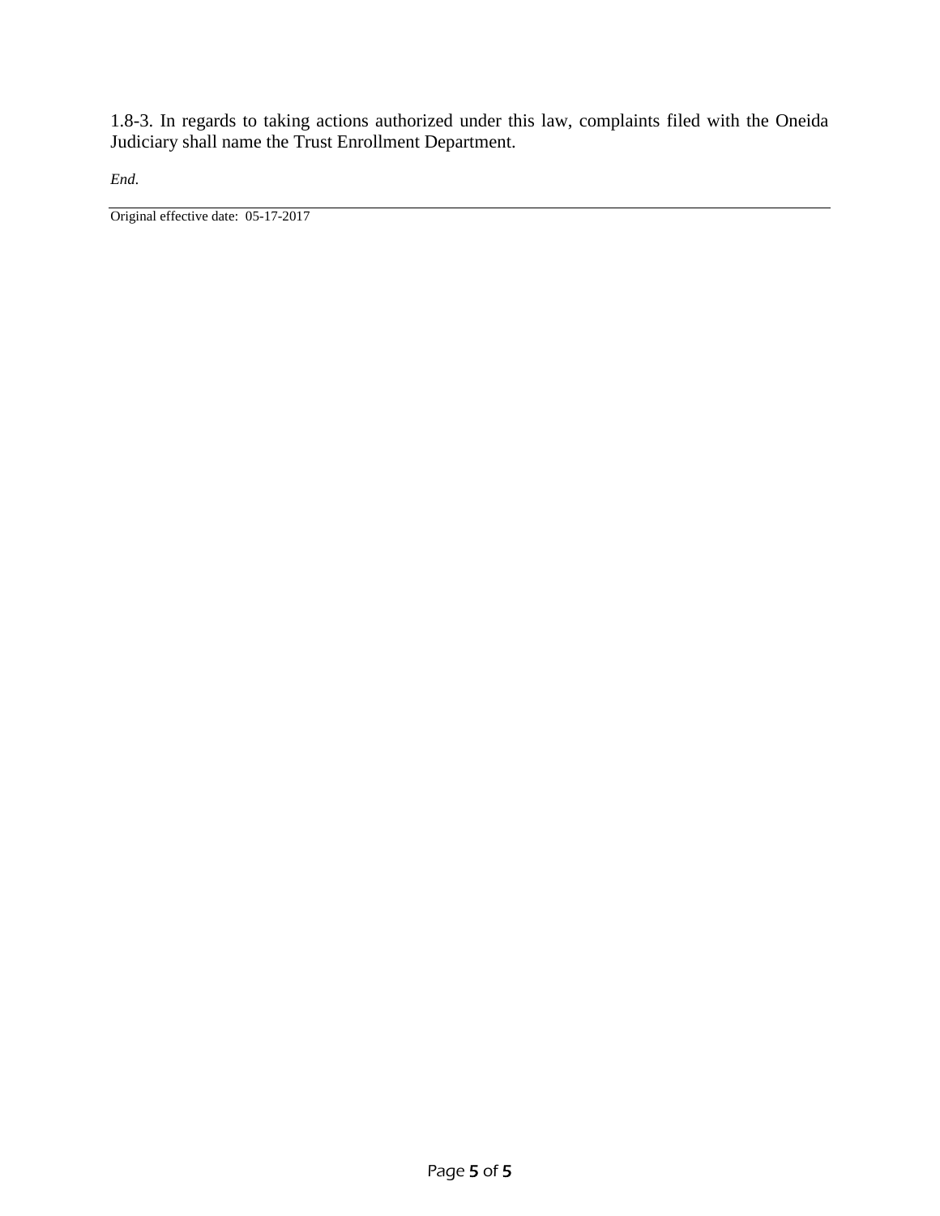1.8-3. In regards to taking actions authorized under this law, complaints filed with the Oneida Judiciary shall name the Trust Enrollment Department.

*End.*

---

Original effective date: 05-17-2017